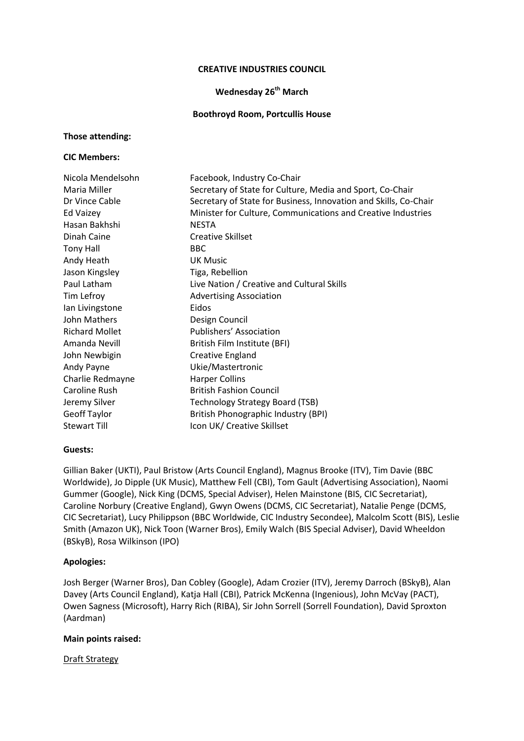**CREATIVE INDUSTRIES COUNCIL**

**Wednesday 26th March**

**Boothroyd Room, Portcullis House**

**Those attending:**

**CIC Members:**

| | |
|---|---|
| Nicola Mendelsohn | Facebook, Industry Co-Chair |
| Maria Miller | Secretary of State for Culture, Media and Sport, Co-Chair |
| Dr Vince Cable | Secretary of State for Business, Innovation and Skills, Co-Chair |
| Ed Vaizey | Minister for Culture, Communications and Creative Industries |
| Hasan Bakhshi | NESTA |
| Dinah Caine | Creative Skillset |
| Tony Hall | BBC |
| Andy Heath | UK Music |
| Jason Kingsley | Tiga, Rebellion |
| Paul Latham | Live Nation / Creative and Cultural Skills |
| Tim Lefroy | Advertising Association |
| Ian Livingstone | Eidos |
| John Mathers | Design Council |
| Richard Mollet | Publishers' Association |
| Amanda Nevill | British Film Institute (BFI) |
| John Newbigin | Creative England |
| Andy Payne | Ukie/Mastertronic |
| Charlie Redmayne | Harper Collins |
| Caroline Rush | British Fashion Council |
| Jeremy Silver | Technology Strategy Board (TSB) |
| Geoff Taylor | British Phonographic Industry (BPI) |
| Stewart Till | Icon UK/ Creative Skillset |

**Guests:**

Gillian Baker (UKTI), Paul Bristow (Arts Council England), Magnus Brooke (ITV), Tim Davie (BBC Worldwide), Jo Dipple (UK Music), Matthew Fell (CBI), Tom Gault (Advertising Association), Naomi Gummer (Google), Nick King (DCMS, Special Adviser), Helen Mainstone (BIS, CIC Secretariat), Caroline Norbury (Creative England), Gwyn Owens (DCMS, CIC Secretariat), Natalie Penge (DCMS, CIC Secretariat), Lucy Philippson (BBC Worldwide, CIC Industry Secondee), Malcolm Scott (BIS), Leslie Smith (Amazon UK), Nick Toon (Warner Bros), Emily Walch (BIS Special Adviser), David Wheeldon (BSkyB), Rosa Wilkinson (IPO)

**Apologies:**

Josh Berger (Warner Bros), Dan Cobley (Google), Adam Crozier (ITV), Jeremy Darroch (BSkyB), Alan Davey (Arts Council England), Katja Hall (CBI), Patrick McKenna (Ingenious), John McVay (PACT), Owen Sagness (Microsoft), Harry Rich (RIBA), Sir John Sorrell (Sorrell Foundation), David Sproxton (Aardman)

**Main points raised:**

<u>Draft Strategy</u>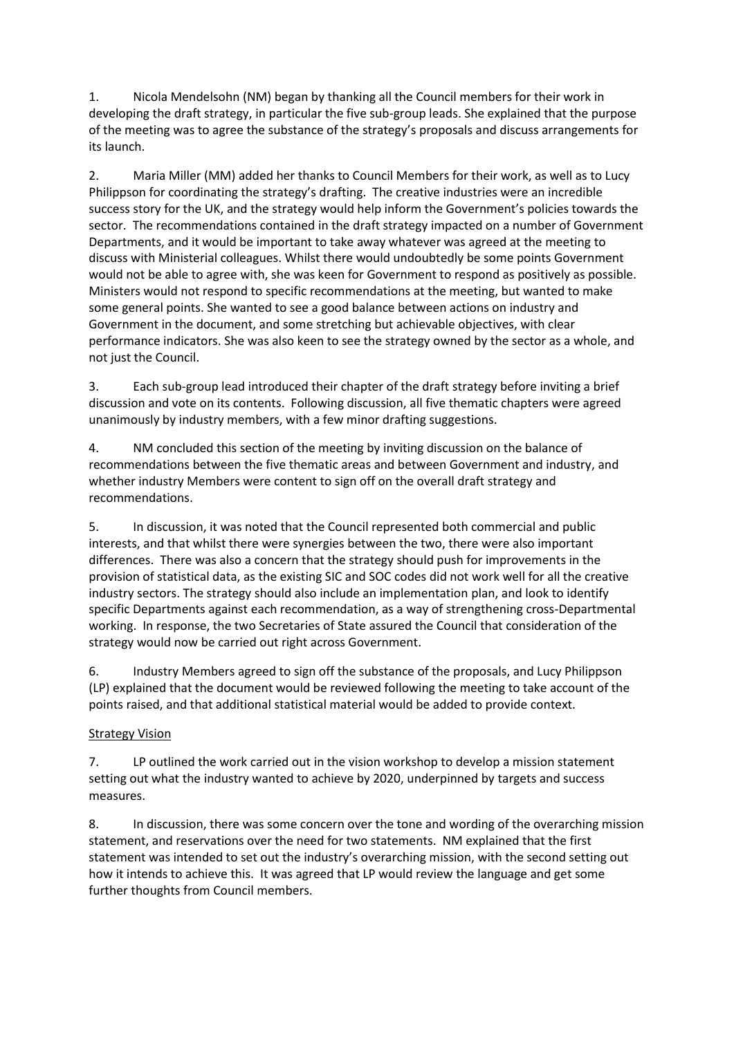1. Nicola Mendelsohn (NM) began by thanking all the Council members for their work in developing the draft strategy, in particular the five sub-group leads. She explained that the purpose of the meeting was to agree the substance of the strategy's proposals and discuss arrangements for its launch.

2. Maria Miller (MM) added her thanks to Council Members for their work, as well as to Lucy Philippson for coordinating the strategy's drafting. The creative industries were an incredible success story for the UK, and the strategy would help inform the Government's policies towards the sector. The recommendations contained in the draft strategy impacted on a number of Government Departments, and it would be important to take away whatever was agreed at the meeting to discuss with Ministerial colleagues. Whilst there would undoubtedly be some points Government would not be able to agree with, she was keen for Government to respond as positively as possible. Ministers would not respond to specific recommendations at the meeting, but wanted to make some general points. She wanted to see a good balance between actions on industry and Government in the document, and some stretching but achievable objectives, with clear performance indicators. She was also keen to see the strategy owned by the sector as a whole, and not just the Council.

3. Each sub-group lead introduced their chapter of the draft strategy before inviting a brief discussion and vote on its contents. Following discussion, all five thematic chapters were agreed unanimously by industry members, with a few minor drafting suggestions.

4. NM concluded this section of the meeting by inviting discussion on the balance of recommendations between the five thematic areas and between Government and industry, and whether industry Members were content to sign off on the overall draft strategy and recommendations.

5. In discussion, it was noted that the Council represented both commercial and public interests, and that whilst there were synergies between the two, there were also important differences. There was also a concern that the strategy should push for improvements in the provision of statistical data, as the existing SIC and SOC codes did not work well for all the creative industry sectors. The strategy should also include an implementation plan, and look to identify specific Departments against each recommendation, as a way of strengthening cross-Departmental working. In response, the two Secretaries of State assured the Council that consideration of the strategy would now be carried out right across Government.

6. Industry Members agreed to sign off the substance of the proposals, and Lucy Philippson (LP) explained that the document would be reviewed following the meeting to take account of the points raised, and that additional statistical material would be added to provide context.

Strategy Vision

7. LP outlined the work carried out in the vision workshop to develop a mission statement setting out what the industry wanted to achieve by 2020, underpinned by targets and success measures.

8. In discussion, there was some concern over the tone and wording of the overarching mission statement, and reservations over the need for two statements. NM explained that the first statement was intended to set out the industry's overarching mission, with the second setting out how it intends to achieve this. It was agreed that LP would review the language and get some further thoughts from Council members.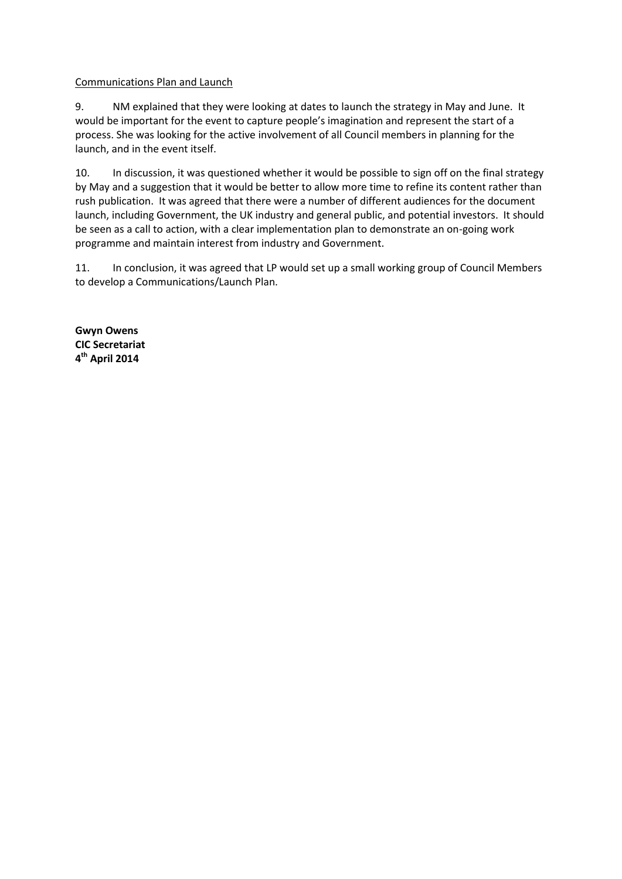Communications Plan and Launch

9. NM explained that they were looking at dates to launch the strategy in May and June. It would be important for the event to capture people's imagination and represent the start of a process. She was looking for the active involvement of all Council members in planning for the launch, and in the event itself.

10. In discussion, it was questioned whether it would be possible to sign off on the final strategy by May and a suggestion that it would be better to allow more time to refine its content rather than rush publication. It was agreed that there were a number of different audiences for the document launch, including Government, the UK industry and general public, and potential investors. It should be seen as a call to action, with a clear implementation plan to demonstrate an on-going work programme and maintain interest from industry and Government.

11. In conclusion, it was agreed that LP would set up a small working group of Council Members to develop a Communications/Launch Plan.

**Gwyn Owens**
**CIC Secretariat**
**4th April 2014**